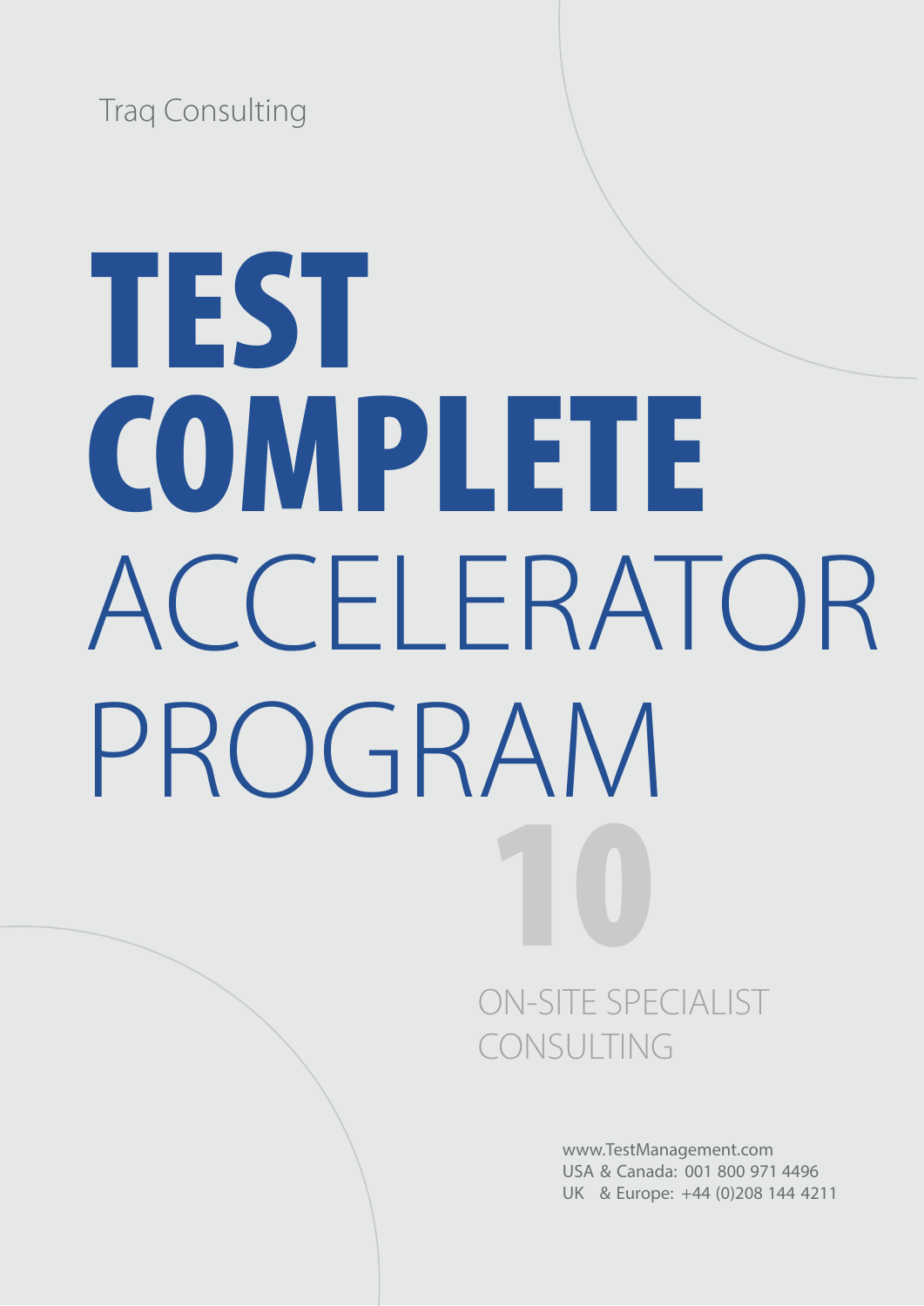Traq Consulting

# TEST COMPLETE ACCELERATOR PROGRAM

10

ON-SITE SPECIALIST CONSULTING

www.TestManagement.com
USA & Canada: 001 800 971 4496
UK & Europe: +44 (0)208 144 4211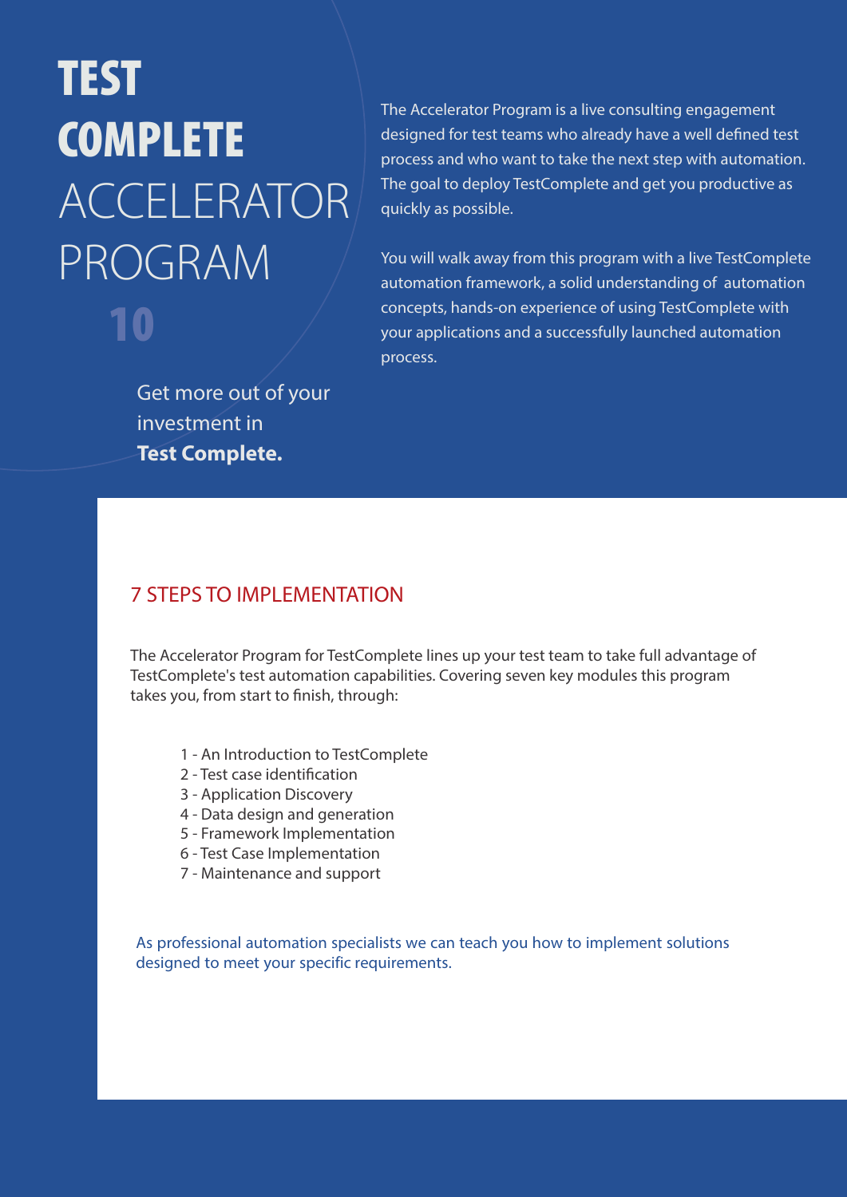# TEST COMPLETE ACCELERATOR PROGRAM

10

Get more out of your investment in **Test Complete.**

The Accelerator Program is a live consulting engagement designed for test teams who already have a well defined test process and who want to take the next step with automation. The goal to deploy TestComplete and get you productive as quickly as possible.

You will walk away from this program with a live TestComplete automation framework, a solid understanding of automation concepts, hands-on experience of using TestComplete with your applications and a successfully launched automation process.

## 7 STEPS TO IMPLEMENTATION

The Accelerator Program for TestComplete lines up your test team to take full advantage of TestComplete's test automation capabilities. Covering seven key modules this program takes you, from start to finish, through:

1 - An Introduction to TestComplete
2 - Test case identification
3 - Application Discovery
4 - Data design and generation
5 - Framework Implementation
6 - Test Case Implementation
7 - Maintenance and support

As professional automation specialists we can teach you how to implement solutions designed to meet your specific requirements.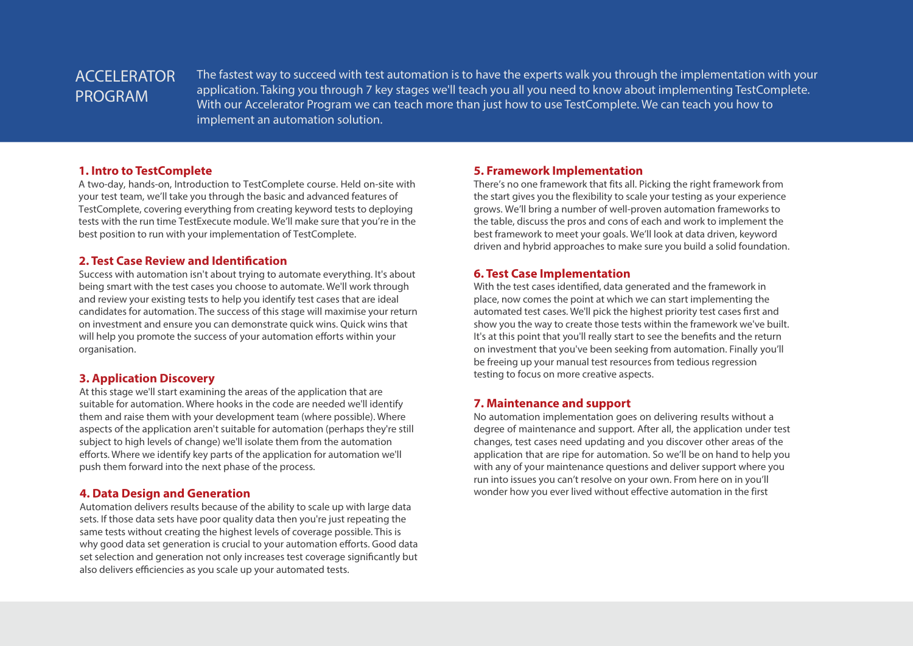# ACCELERATOR PROGRAM

The fastest way to succeed with test automation is to have the experts walk you through the implementation with your application. Taking you through 7 key stages we'll teach you all you need to know about implementing TestComplete. With our Accelerator Program we can teach more than just how to use TestComplete. We can teach you how to implement an automation solution.

## 1. Intro to TestComplete

A two-day, hands-on, Introduction to TestComplete course. Held on-site with your test team, we'll take you through the basic and advanced features of TestComplete, covering everything from creating keyword tests to deploying tests with the run time TestExecute module. We'll make sure that you're in the best position to run with your implementation of TestComplete.

## 2. Test Case Review and Identification

Success with automation isn't about trying to automate everything. It's about being smart with the test cases you choose to automate. We'll work through and review your existing tests to help you identify test cases that are ideal candidates for automation. The success of this stage will maximise your return on investment and ensure you can demonstrate quick wins. Quick wins that will help you promote the success of your automation efforts within your organisation.

## 3. Application Discovery

At this stage we'll start examining the areas of the application that are suitable for automation. Where hooks in the code are needed we'll identify them and raise them with your development team (where possible). Where aspects of the application aren't suitable for automation (perhaps they're still subject to high levels of change) we'll isolate them from the automation efforts. Where we identify key parts of the application for automation we'll push them forward into the next phase of the process.

## 4. Data Design and Generation

Automation delivers results because of the ability to scale up with large data sets. If those data sets have poor quality data then you're just repeating the same tests without creating the highest levels of coverage possible. This is why good data set generation is crucial to your automation efforts. Good data set selection and generation not only increases test coverage significantly but also delivers efficiencies as you scale up your automated tests.

## 5. Framework Implementation

There's no one framework that fits all. Picking the right framework from the start gives you the flexibility to scale your testing as your experience grows. We'll bring a number of well-proven automation frameworks to the table, discuss the pros and cons of each and work to implement the best framework to meet your goals. We'll look at data driven, keyword driven and hybrid approaches to make sure you build a solid foundation.

## 6. Test Case Implementation

With the test cases identified, data generated and the framework in place, now comes the point at which we can start implementing the automated test cases. We'll pick the highest priority test cases first and show you the way to create those tests within the framework we've built. It's at this point that you'll really start to see the benefits and the return on investment that you've been seeking from automation. Finally you'll be freeing up your manual test resources from tedious regression testing to focus on more creative aspects.

## 7. Maintenance and support

No automation implementation goes on delivering results without a degree of maintenance and support. After all, the application under test changes, test cases need updating and you discover other areas of the application that are ripe for automation. So we'll be on hand to help you with any of your maintenance questions and deliver support where you run into issues you can't resolve on your own. From here on in you'll wonder how you ever lived without effective automation in the first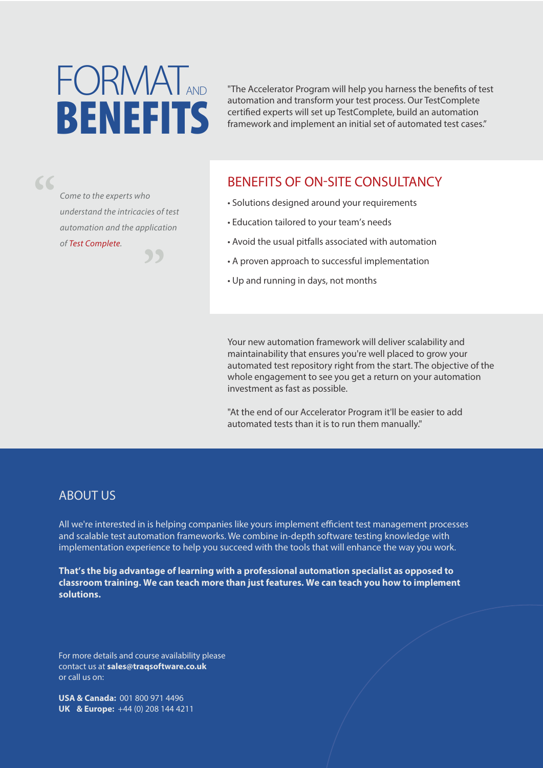# FORMAT AND BENEFITS

"The Accelerator Program will help you harness the benefits of test automation and transform your test process. Our TestComplete certified experts will set up TestComplete, build an automation framework and implement an initial set of automated test cases."

> *Come to the experts who understand the intricacies of test automation and the application of Test Complete.*

## BENEFITS OF ON-SITE CONSULTANCY

- Solutions designed around your requirements
- Education tailored to your team's needs
- Avoid the usual pitfalls associated with automation
- A proven approach to successful implementation
- Up and running in days, not months

Your new automation framework will deliver scalability and maintainability that ensures you're well placed to grow your automated test repository right from the start. The objective of the whole engagement to see you get a return on your automation investment as fast as possible.

"At the end of our Accelerator Program it'll be easier to add automated tests than it is to run them manually."

## ABOUT US

All we're interested in is helping companies like yours implement efficient test management processes and scalable test automation frameworks. We combine in-depth software testing knowledge with implementation experience to help you succeed with the tools that will enhance the way you work.

**That's the big advantage of learning with a professional automation specialist as opposed to classroom training. We can teach more than just features. We can teach you how to implement solutions.**

For more details and course availability please contact us at **sales@traqsoftware.co.uk** or call us on:

**USA & Canada:** 001 800 971 4496
**UK & Europe:** +44 (0) 208 144 4211